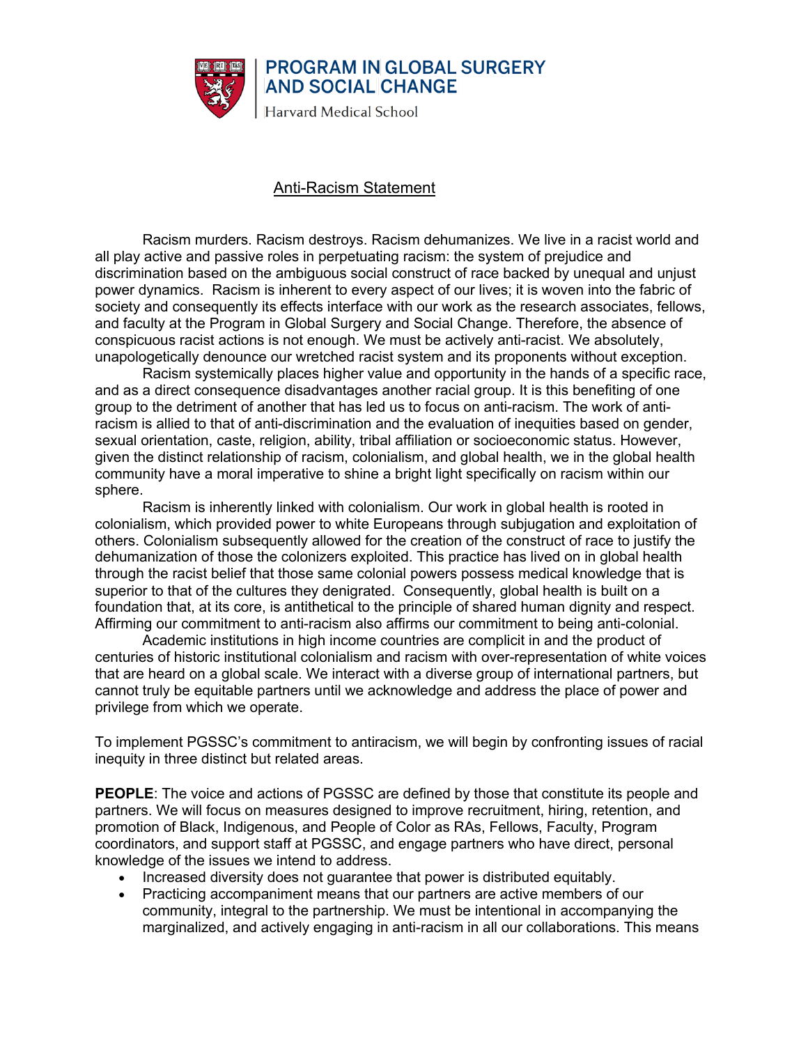PROGRAM IN GLOBAL SURGERY AND SOCIAL CHANGE

Harvard Medical School

# Anti-Racism Statement

Racism murders. Racism destroys. Racism dehumanizes. We live in a racist world and all play active and passive roles in perpetuating racism: the system of prejudice and discrimination based on the ambiguous social construct of race backed by unequal and unjust power dynamics. Racism is inherent to every aspect of our lives; it is woven into the fabric of society and consequently its effects interface with our work as the research associates, fellows, and faculty at the Program in Global Surgery and Social Change. Therefore, the absence of conspicuous racist actions is not enough. We must be actively anti-racist. We absolutely, unapologetically denounce our wretched racist system and its proponents without exception.

Racism systemically places higher value and opportunity in the hands of a specific race, and as a direct consequence disadvantages another racial group. It is this benefiting of one group to the detriment of another that has led us to focus on anti-racism. The work of anti-racism is allied to that of anti-discrimination and the evaluation of inequities based on gender, sexual orientation, caste, religion, ability, tribal affiliation or socioeconomic status. However, given the distinct relationship of racism, colonialism, and global health, we in the global health community have a moral imperative to shine a bright light specifically on racism within our sphere.

Racism is inherently linked with colonialism. Our work in global health is rooted in colonialism, which provided power to white Europeans through subjugation and exploitation of others. Colonialism subsequently allowed for the creation of the construct of race to justify the dehumanization of those the colonizers exploited. This practice has lived on in global health through the racist belief that those same colonial powers possess medical knowledge that is superior to that of the cultures they denigrated. Consequently, global health is built on a foundation that, at its core, is antithetical to the principle of shared human dignity and respect. Affirming our commitment to anti-racism also affirms our commitment to being anti-colonial.

Academic institutions in high income countries are complicit in and the product of centuries of historic institutional colonialism and racism with over-representation of white voices that are heard on a global scale. We interact with a diverse group of international partners, but cannot truly be equitable partners until we acknowledge and address the place of power and privilege from which we operate.

To implement PGSSC's commitment to antiracism, we will begin by confronting issues of racial inequity in three distinct but related areas.

**PEOPLE**: The voice and actions of PGSSC are defined by those that constitute its people and partners. We will focus on measures designed to improve recruitment, hiring, retention, and promotion of Black, Indigenous, and People of Color as RAs, Fellows, Faculty, Program coordinators, and support staff at PGSSC, and engage partners who have direct, personal knowledge of the issues we intend to address.

- Increased diversity does not guarantee that power is distributed equitably.
- Practicing accompaniment means that our partners are active members of our community, integral to the partnership. We must be intentional in accompanying the marginalized, and actively engaging in anti-racism in all our collaborations. This means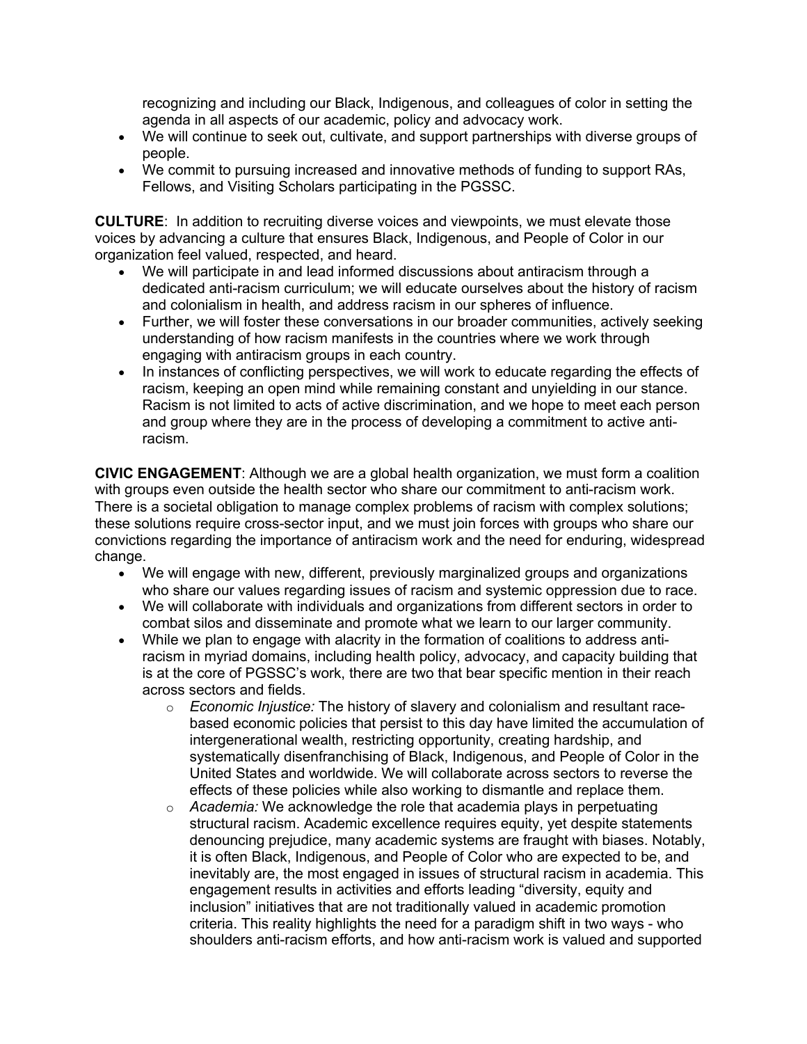recognizing and including our Black, Indigenous, and colleagues of color in setting the agenda in all aspects of our academic, policy and advocacy work.

- We will continue to seek out, cultivate, and support partnerships with diverse groups of people.
- We commit to pursuing increased and innovative methods of funding to support RAs, Fellows, and Visiting Scholars participating in the PGSSC.

**CULTURE**: In addition to recruiting diverse voices and viewpoints, we must elevate those voices by advancing a culture that ensures Black, Indigenous, and People of Color in our organization feel valued, respected, and heard.

- We will participate in and lead informed discussions about antiracism through a dedicated anti-racism curriculum; we will educate ourselves about the history of racism and colonialism in health, and address racism in our spheres of influence.
- Further, we will foster these conversations in our broader communities, actively seeking understanding of how racism manifests in the countries where we work through engaging with antiracism groups in each country.
- In instances of conflicting perspectives, we will work to educate regarding the effects of racism, keeping an open mind while remaining constant and unyielding in our stance. Racism is not limited to acts of active discrimination, and we hope to meet each person and group where they are in the process of developing a commitment to active anti-racism.

**CIVIC ENGAGEMENT**: Although we are a global health organization, we must form a coalition with groups even outside the health sector who share our commitment to anti-racism work. There is a societal obligation to manage complex problems of racism with complex solutions; these solutions require cross-sector input, and we must join forces with groups who share our convictions regarding the importance of antiracism work and the need for enduring, widespread change.

- We will engage with new, different, previously marginalized groups and organizations who share our values regarding issues of racism and systemic oppression due to race.
- We will collaborate with individuals and organizations from different sectors in order to combat silos and disseminate and promote what we learn to our larger community.
- While we plan to engage with alacrity in the formation of coalitions to address anti-racism in myriad domains, including health policy, advocacy, and capacity building that is at the core of PGSSC's work, there are two that bear specific mention in their reach across sectors and fields.
    - *Economic Injustice:* The history of slavery and colonialism and resultant race-based economic policies that persist to this day have limited the accumulation of intergenerational wealth, restricting opportunity, creating hardship, and systematically disenfranchising of Black, Indigenous, and People of Color in the United States and worldwide. We will collaborate across sectors to reverse the effects of these policies while also working to dismantle and replace them.
    - *Academia:* We acknowledge the role that academia plays in perpetuating structural racism. Academic excellence requires equity, yet despite statements denouncing prejudice, many academic systems are fraught with biases. Notably, it is often Black, Indigenous, and People of Color who are expected to be, and inevitably are, the most engaged in issues of structural racism in academia. This engagement results in activities and efforts leading "diversity, equity and inclusion" initiatives that are not traditionally valued in academic promotion criteria. This reality highlights the need for a paradigm shift in two ways - who shoulders anti-racism efforts, and how anti-racism work is valued and supported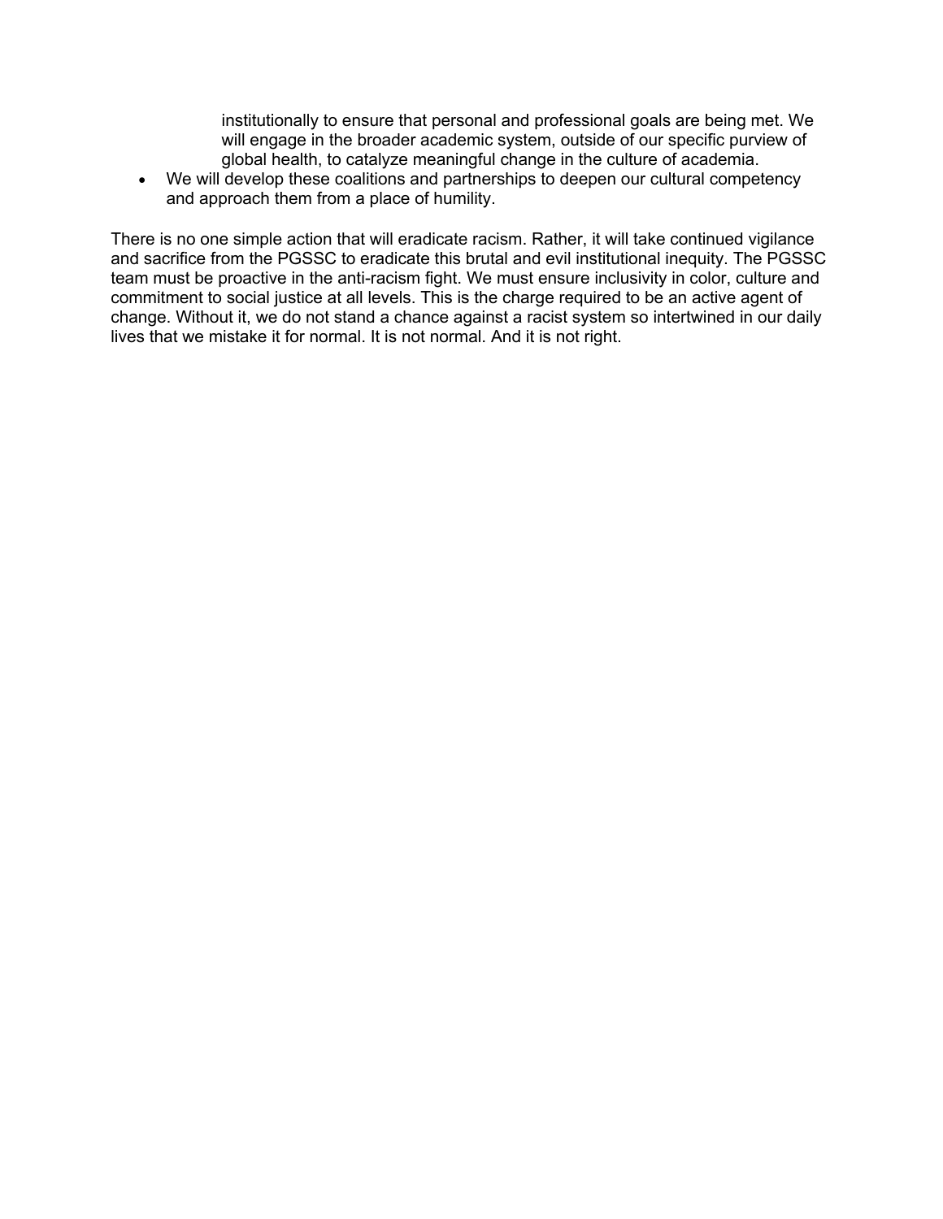institutionally to ensure that personal and professional goals are being met. We will engage in the broader academic system, outside of our specific purview of global health, to catalyze meaningful change in the culture of academia.

- We will develop these coalitions and partnerships to deepen our cultural competency and approach them from a place of humility.

There is no one simple action that will eradicate racism. Rather, it will take continued vigilance and sacrifice from the PGSSC to eradicate this brutal and evil institutional inequity. The PGSSC team must be proactive in the anti-racism fight. We must ensure inclusivity in color, culture and commitment to social justice at all levels. This is the charge required to be an active agent of change. Without it, we do not stand a chance against a racist system so intertwined in our daily lives that we mistake it for normal. It is not normal. And it is not right.